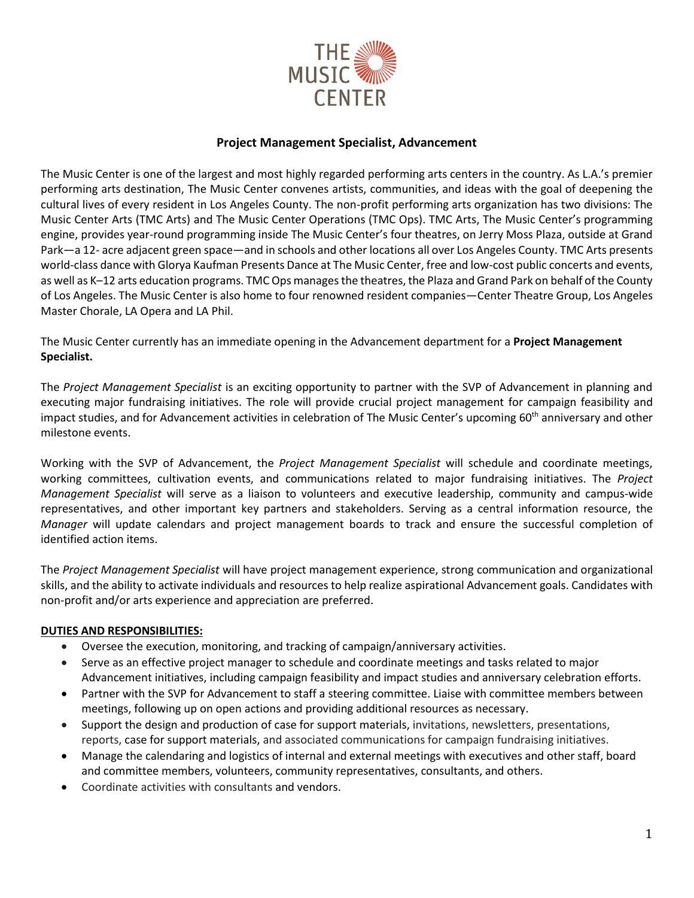THE MUSIC CENTER

## Project Management Specialist, Advancement

The Music Center is one of the largest and most highly regarded performing arts centers in the country. As L.A.'s premier performing arts destination, The Music Center convenes artists, communities, and ideas with the goal of deepening the cultural lives of every resident in Los Angeles County. The non-profit performing arts organization has two divisions: The Music Center Arts (TMC Arts) and The Music Center Operations (TMC Ops). TMC Arts, The Music Center's programming engine, provides year-round programming inside The Music Center's four theatres, on Jerry Moss Plaza, outside at Grand Park—a 12- acre adjacent green space—and in schools and other locations all over Los Angeles County. TMC Arts presents world-class dance with Glorya Kaufman Presents Dance at The Music Center, free and low-cost public concerts and events, as well as K–12 arts education programs. TMC Ops manages the theatres, the Plaza and Grand Park on behalf of the County of Los Angeles. The Music Center is also home to four renowned resident companies—Center Theatre Group, Los Angeles Master Chorale, LA Opera and LA Phil.

The Music Center currently has an immediate opening in the Advancement department for a **Project Management Specialist.**

The *Project Management Specialist* is an exciting opportunity to partner with the SVP of Advancement in planning and executing major fundraising initiatives. The role will provide crucial project management for campaign feasibility and impact studies, and for Advancement activities in celebration of The Music Center's upcoming 60th anniversary and other milestone events.

Working with the SVP of Advancement, the *Project Management Specialist* will schedule and coordinate meetings, working committees, cultivation events, and communications related to major fundraising initiatives. The *Project Management Specialist* will serve as a liaison to volunteers and executive leadership, community and campus-wide representatives, and other important key partners and stakeholders. Serving as a central information resource, the *Manager* will update calendars and project management boards to track and ensure the successful completion of identified action items.

The *Project Management Specialist* will have project management experience, strong communication and organizational skills, and the ability to activate individuals and resources to help realize aspirational Advancement goals. Candidates with non-profit and/or arts experience and appreciation are preferred.

**DUTIES AND RESPONSIBILITIES:**

- Oversee the execution, monitoring, and tracking of campaign/anniversary activities.
- Serve as an effective project manager to schedule and coordinate meetings and tasks related to major Advancement initiatives, including campaign feasibility and impact studies and anniversary celebration efforts.
- Partner with the SVP for Advancement to staff a steering committee. Liaise with committee members between meetings, following up on open actions and providing additional resources as necessary.
- Support the design and production of case for support materials, invitations, newsletters, presentations, reports, case for support materials, and associated communications for campaign fundraising initiatives.
- Manage the calendaring and logistics of internal and external meetings with executives and other staff, board and committee members, volunteers, community representatives, consultants, and others.
- Coordinate activities with consultants and vendors.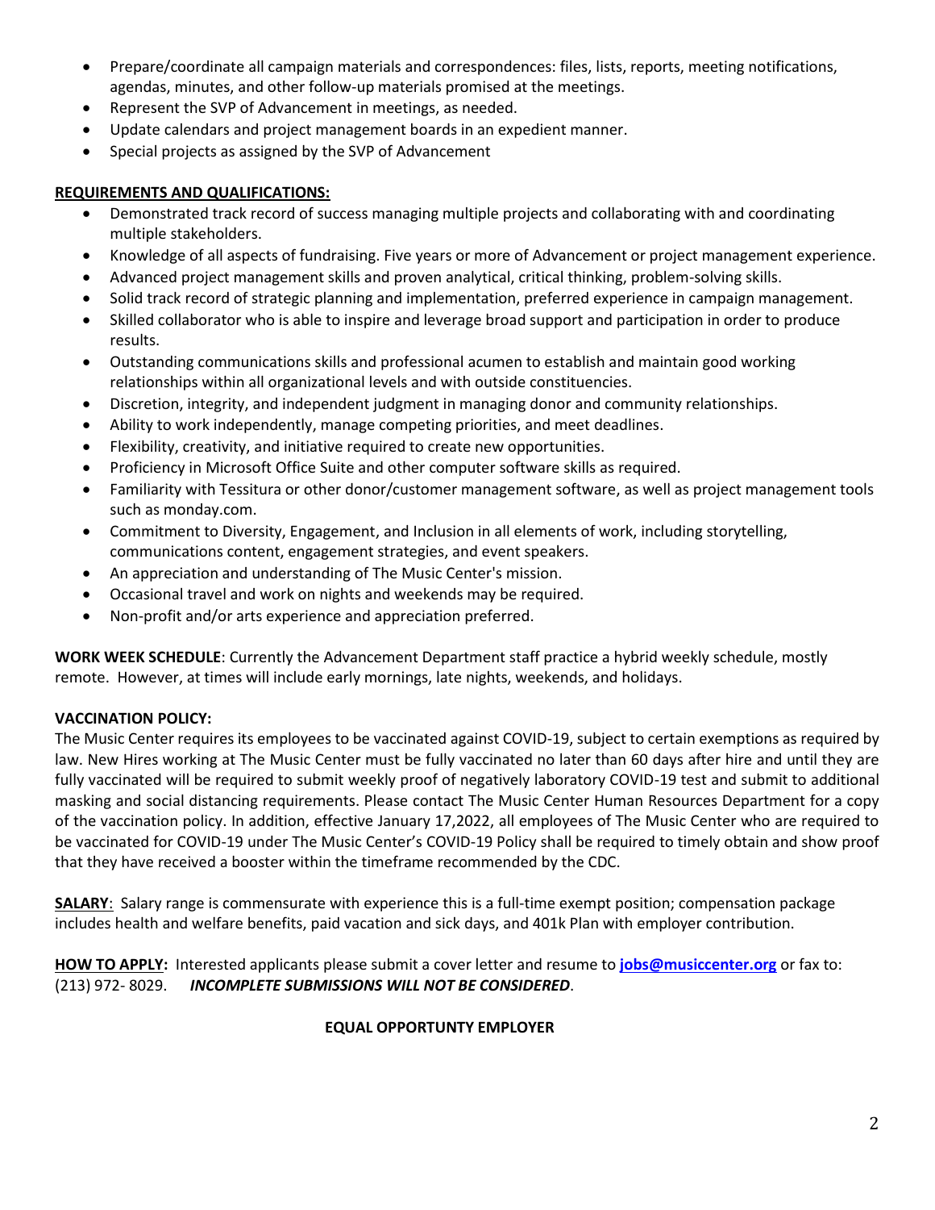- Prepare/coordinate all campaign materials and correspondences: files, lists, reports, meeting notifications, agendas, minutes, and other follow-up materials promised at the meetings.
- Represent the SVP of Advancement in meetings, as needed.
- Update calendars and project management boards in an expedient manner.
- Special projects as assigned by the SVP of Advancement

**REQUIREMENTS AND QUALIFICATIONS:**

- Demonstrated track record of success managing multiple projects and collaborating with and coordinating multiple stakeholders.
- Knowledge of all aspects of fundraising. Five years or more of Advancement or project management experience.
- Advanced project management skills and proven analytical, critical thinking, problem-solving skills.
- Solid track record of strategic planning and implementation, preferred experience in campaign management.
- Skilled collaborator who is able to inspire and leverage broad support and participation in order to produce results.
- Outstanding communications skills and professional acumen to establish and maintain good working relationships within all organizational levels and with outside constituencies.
- Discretion, integrity, and independent judgment in managing donor and community relationships.
- Ability to work independently, manage competing priorities, and meet deadlines.
- Flexibility, creativity, and initiative required to create new opportunities.
- Proficiency in Microsoft Office Suite and other computer software skills as required.
- Familiarity with Tessitura or other donor/customer management software, as well as project management tools such as monday.com.
- Commitment to Diversity, Engagement, and Inclusion in all elements of work, including storytelling, communications content, engagement strategies, and event speakers.
- An appreciation and understanding of The Music Center's mission.
- Occasional travel and work on nights and weekends may be required.
- Non-profit and/or arts experience and appreciation preferred.

**WORK WEEK SCHEDULE**: Currently the Advancement Department staff practice a hybrid weekly schedule, mostly remote. However, at times will include early mornings, late nights, weekends, and holidays.

**VACCINATION POLICY:**

The Music Center requires its employees to be vaccinated against COVID-19, subject to certain exemptions as required by law. New Hires working at The Music Center must be fully vaccinated no later than 60 days after hire and until they are fully vaccinated will be required to submit weekly proof of negatively laboratory COVID-19 test and submit to additional masking and social distancing requirements. Please contact The Music Center Human Resources Department for a copy of the vaccination policy. In addition, effective January 17,2022, all employees of The Music Center who are required to be vaccinated for COVID-19 under The Music Center's COVID-19 Policy shall be required to timely obtain and show proof that they have received a booster within the timeframe recommended by the CDC.

**SALARY**: Salary range is commensurate with experience this is a full-time exempt position; compensation package includes health and welfare benefits, paid vacation and sick days, and 401k Plan with employer contribution.

**HOW TO APPLY:** Interested applicants please submit a cover letter and resume to **jobs@musiccenter.org** or fax to: (213) 972- 8029. ***INCOMPLETE SUBMISSIONS WILL NOT BE CONSIDERED***.

**EQUAL OPPORTUNTY EMPLOYER**